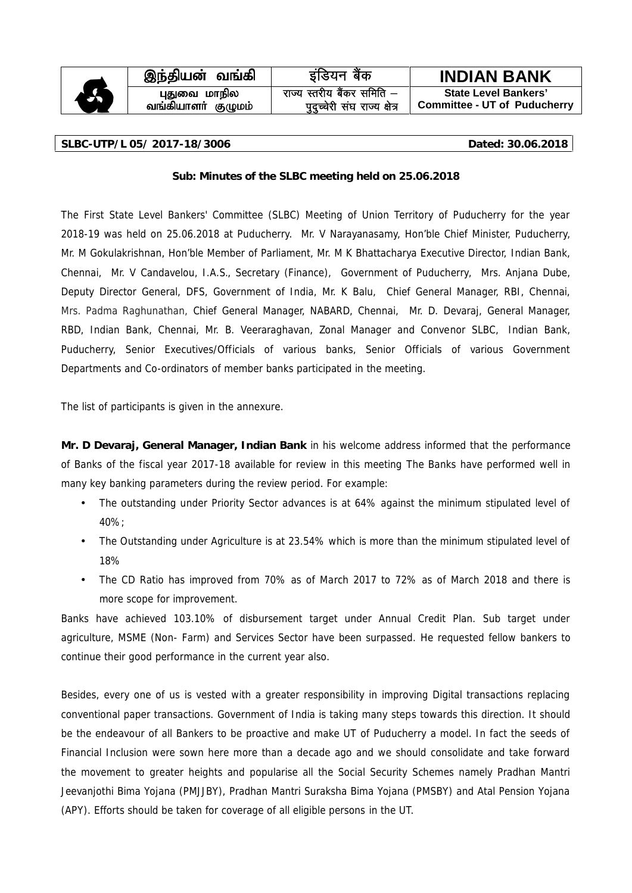| இந்தியன் வங்கி | इंडियन बैंक | **INDIAN BANK** |
|---|---|---|
| புதுவை மாநில வங்கியாளர் குழுமம் | राज्य स्तरीय बैंकर समिति – पुदुच्चेरी संघ राज्य क्षेत्र | **State Level Bankers' Committee - UT of Puducherry** |

**SLBC-UTP/L 05/ 2017-18/3006** **Dated: 30.06.2018**

**Sub: Minutes of the SLBC meeting held on 25.06.2018**

The First State Level Bankers' Committee (SLBC) Meeting of Union Territory of Puducherry for the year 2018-19 was held on 25.06.2018 at Puducherry. Mr. V Narayanasamy, Hon'ble Chief Minister, Puducherry, Mr. M Gokulakrishnan, Hon'ble Member of Parliament, Mr. M K Bhattacharya Executive Director, Indian Bank, Chennai, Mr. V Candavelou, I.A.S., Secretary (Finance), Government of Puducherry, Mrs. Anjana Dube, Deputy Director General, DFS, Government of India, Mr. K Balu, Chief General Manager, RBI, Chennai, Mrs. Padma Raghunathan, Chief General Manager, NABARD, Chennai, Mr. D. Devaraj, General Manager, RBD, Indian Bank, Chennai, Mr. B. Veeraraghavan, Zonal Manager and Convenor SLBC, Indian Bank, Puducherry, Senior Executives/Officials of various banks, Senior Officials of various Government Departments and Co-ordinators of member banks participated in the meeting.

The list of participants is given in the annexure.

**Mr. D Devaraj, General Manager, Indian Bank** in his welcome address informed that the performance of Banks of the fiscal year 2017-18 available for review in this meeting The Banks have performed well in many key banking parameters during the review period. For example:

- The outstanding under Priority Sector advances is at 64% against the minimum stipulated level of 40%;
- The Outstanding under Agriculture is at 23.54% which is more than the minimum stipulated level of 18%
- The CD Ratio has improved from 70% as of March 2017 to 72% as of March 2018 and there is more scope for improvement.

Banks have achieved 103.10% of disbursement target under Annual Credit Plan. Sub target under agriculture, MSME (Non- Farm) and Services Sector have been surpassed. He requested fellow bankers to continue their good performance in the current year also.

Besides, every one of us is vested with a greater responsibility in improving Digital transactions replacing conventional paper transactions. Government of India is taking many steps towards this direction. It should be the endeavour of all Bankers to be proactive and make UT of Puducherry a model. In fact the seeds of Financial Inclusion were sown here more than a decade ago and we should consolidate and take forward the movement to greater heights and popularise all the Social Security Schemes namely Pradhan Mantri Jeevanjothi Bima Yojana (PMJJBY), Pradhan Mantri Suraksha Bima Yojana (PMSBY) and Atal Pension Yojana (APY). Efforts should be taken for coverage of all eligible persons in the UT.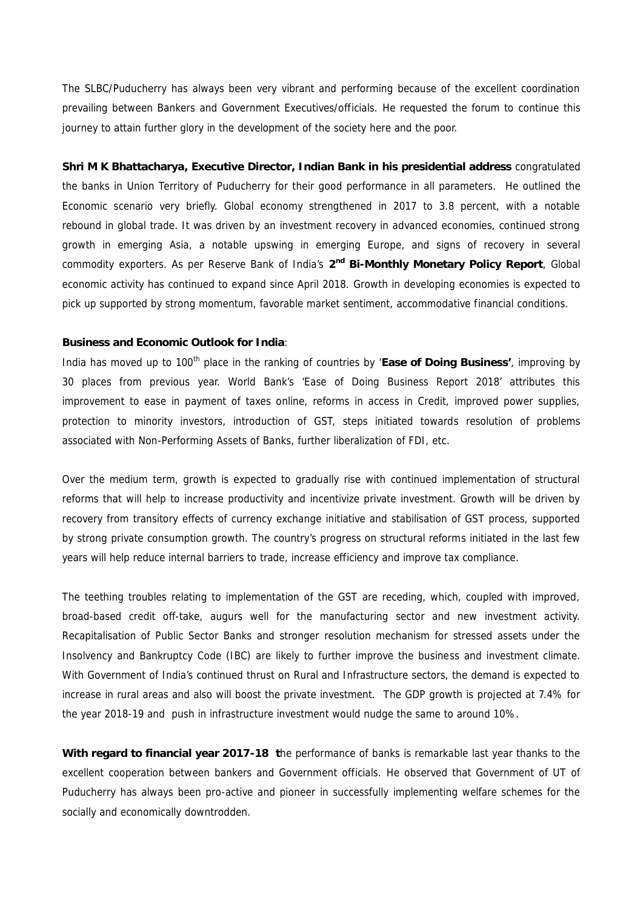The SLBC/Puducherry has always been very vibrant and performing because of the excellent coordination prevailing between Bankers and Government Executives/officials. He requested the forum to continue this journey to attain further glory in the development of the society here and the poor.

**Shri M K Bhattacharya, Executive Director, Indian Bank in his presidential address** congratulated the banks in Union Territory of Puducherry for their good performance in all parameters. He outlined the Economic scenario very briefly. Global economy strengthened in 2017 to 3.8 percent, with a notable rebound in global trade. It was driven by an investment recovery in advanced economies, continued strong growth in emerging Asia, a notable upswing in emerging Europe, and signs of recovery in several commodity exporters. As per Reserve Bank of India's **2nd Bi-Monthly Monetary Policy Report**, Global economic activity has continued to expand since April 2018. Growth in developing economies is expected to pick up supported by strong momentum, favorable market sentiment, accommodative financial conditions.

**Business and Economic Outlook for India**:

India has moved up to 100th place in the ranking of countries by '**Ease of Doing Business'**, improving by 30 places from previous year. World Bank's 'Ease of Doing Business Report 2018' attributes this improvement to ease in payment of taxes online, reforms in access in Credit, improved power supplies, protection to minority investors, introduction of GST, steps initiated towards resolution of problems associated with Non-Performing Assets of Banks, further liberalization of FDI, etc.

Over the medium term, growth is expected to gradually rise with continued implementation of structural reforms that will help to increase productivity and incentivize private investment. Growth will be driven by recovery from transitory effects of currency exchange initiative and stabilisation of GST process, supported by strong private consumption growth. The country's progress on structural reforms initiated in the last few years will help reduce internal barriers to trade, increase efficiency and improve tax compliance.

The teething troubles relating to implementation of the GST are receding, which, coupled with improved, broad-based credit off-take, augurs well for the manufacturing sector and new investment activity. Recapitalisation of Public Sector Banks and stronger resolution mechanism for stressed assets under the Insolvency and Bankruptcy Code (IBC) are likely to further improve the business and investment climate. With Government of India's continued thrust on Rural and Infrastructure sectors, the demand is expected to increase in rural areas and also will boost the private investment. The GDP growth is projected at 7.4% for the year 2018-19 and push in infrastructure investment would nudge the same to around 10%.

**With regard to financial year 2017-18 t**he performance of banks is remarkable last year thanks to the excellent cooperation between bankers and Government officials. He observed that Government of UT of Puducherry has always been pro-active and pioneer in successfully implementing welfare schemes for the socially and economically downtrodden.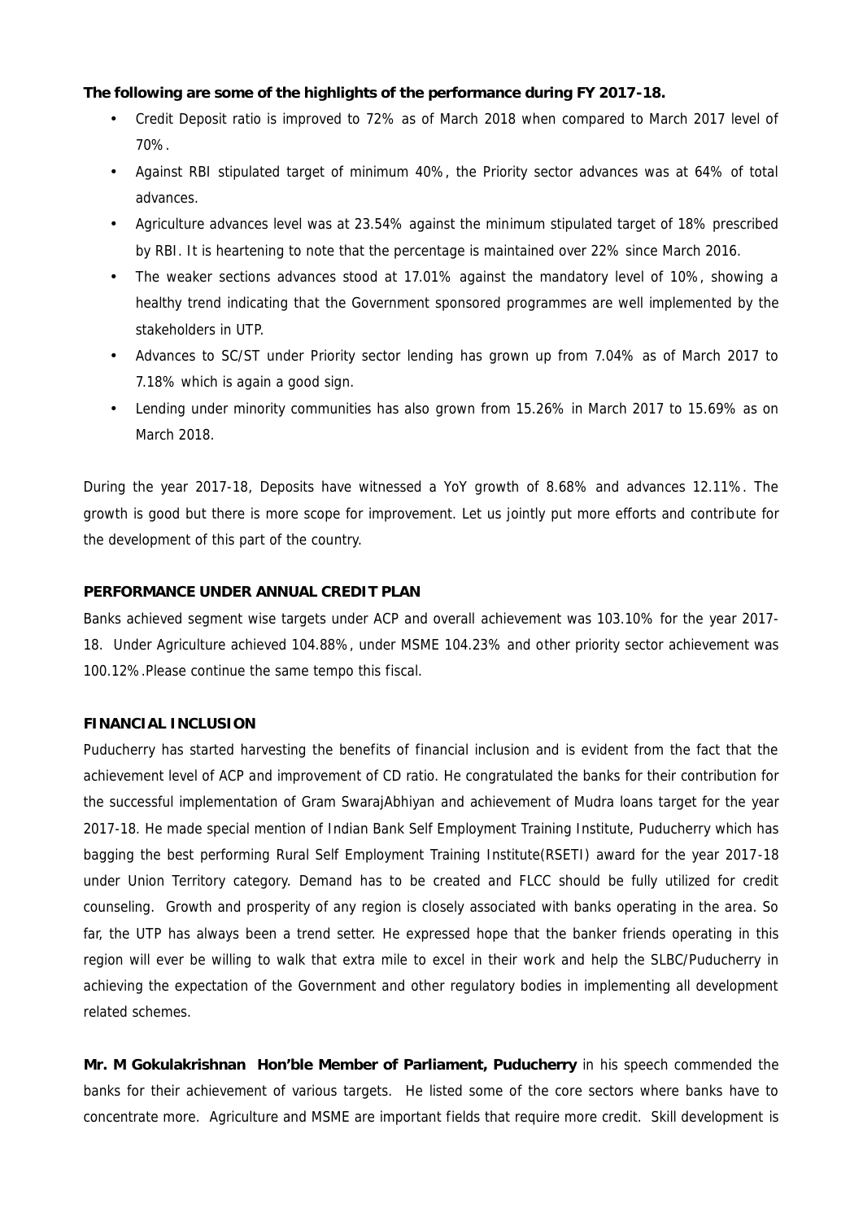**The following are some of the highlights of the performance during FY 2017-18.**

- Credit Deposit ratio is improved to 72% as of March 2018 when compared to March 2017 level of 70%.
- Against RBI stipulated target of minimum 40%, the Priority sector advances was at 64% of total advances.
- Agriculture advances level was at 23.54% against the minimum stipulated target of 18% prescribed by RBI. It is heartening to note that the percentage is maintained over 22% since March 2016.
- The weaker sections advances stood at 17.01% against the mandatory level of 10%, showing a healthy trend indicating that the Government sponsored programmes are well implemented by the stakeholders in UTP.
- Advances to SC/ST under Priority sector lending has grown up from 7.04% as of March 2017 to 7.18% which is again a good sign.
- Lending under minority communities has also grown from 15.26% in March 2017 to 15.69% as on March 2018.

During the year 2017-18, Deposits have witnessed a YoY growth of 8.68% and advances 12.11%. The growth is good but there is more scope for improvement. Let us jointly put more efforts and contribute for the development of this part of the country.

**PERFORMANCE UNDER ANNUAL CREDIT PLAN**

Banks achieved segment wise targets under ACP and overall achievement was 103.10% for the year 2017-18. Under Agriculture achieved 104.88%, under MSME 104.23% and other priority sector achievement was 100.12%.Please continue the same tempo this fiscal.

**FINANCIAL INCLUSION**

Puducherry has started harvesting the benefits of financial inclusion and is evident from the fact that the achievement level of ACP and improvement of CD ratio. He congratulated the banks for their contribution for the successful implementation of Gram SwarajAbhiyan and achievement of Mudra loans target for the year 2017-18. He made special mention of Indian Bank Self Employment Training Institute, Puducherry which has bagging the best performing Rural Self Employment Training Institute(RSETI) award for the year 2017-18 under Union Territory category. Demand has to be created and FLCC should be fully utilized for credit counseling. Growth and prosperity of any region is closely associated with banks operating in the area. So far, the UTP has always been a trend setter. He expressed hope that the banker friends operating in this region will ever be willing to walk that extra mile to excel in their work and help the SLBC/Puducherry in achieving the expectation of the Government and other regulatory bodies in implementing all development related schemes.

**Mr. M Gokulakrishnan Hon'ble Member of Parliament, Puducherry** in his speech commended the banks for their achievement of various targets. He listed some of the core sectors where banks have to concentrate more. Agriculture and MSME are important fields that require more credit. Skill development is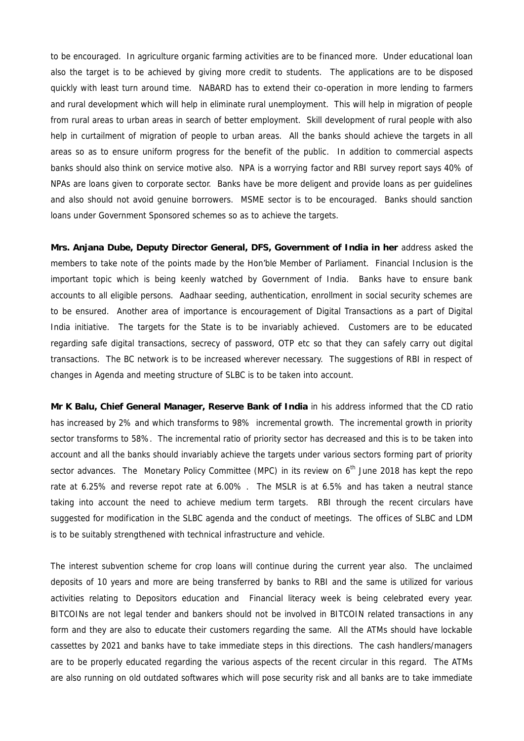to be encouraged. In agriculture organic farming activities are to be financed more. Under educational loan also the target is to be achieved by giving more credit to students. The applications are to be disposed quickly with least turn around time. NABARD has to extend their co-operation in more lending to farmers and rural development which will help in eliminate rural unemployment. This will help in migration of people from rural areas to urban areas in search of better employment. Skill development of rural people with also help in curtailment of migration of people to urban areas. All the banks should achieve the targets in all areas so as to ensure uniform progress for the benefit of the public. In addition to commercial aspects banks should also think on service motive also. NPA is a worrying factor and RBI survey report says 40% of NPAs are loans given to corporate sector. Banks have be more deligent and provide loans as per guidelines and also should not avoid genuine borrowers. MSME sector is to be encouraged. Banks should sanction loans under Government Sponsored schemes so as to achieve the targets.

**Mrs. Anjana Dube, Deputy Director General, DFS, Government of India in her** address asked the members to take note of the points made by the Hon'ble Member of Parliament. Financial Inclusion is the important topic which is being keenly watched by Government of India. Banks have to ensure bank accounts to all eligible persons. Aadhaar seeding, authentication, enrollment in social security schemes are to be ensured. Another area of importance is encouragement of Digital Transactions as a part of Digital India initiative. The targets for the State is to be invariably achieved. Customers are to be educated regarding safe digital transactions, secrecy of password, OTP etc so that they can safely carry out digital transactions. The BC network is to be increased wherever necessary. The suggestions of RBI in respect of changes in Agenda and meeting structure of SLBC is to be taken into account.

**Mr K Balu, Chief General Manager, Reserve Bank of India** in his address informed that the CD ratio has increased by 2% and which transforms to 98% incremental growth. The incremental growth in priority sector transforms to 58%. The incremental ratio of priority sector has decreased and this is to be taken into account and all the banks should invariably achieve the targets under various sectors forming part of priority sector advances. The Monetary Policy Committee (MPC) in its review on 6th June 2018 has kept the repo rate at 6.25% and reverse repot rate at 6.00% . The MSLR is at 6.5% and has taken a neutral stance taking into account the need to achieve medium term targets. RBI through the recent circulars have suggested for modification in the SLBC agenda and the conduct of meetings. The offices of SLBC and LDM is to be suitably strengthened with technical infrastructure and vehicle.

The interest subvention scheme for crop loans will continue during the current year also. The unclaimed deposits of 10 years and more are being transferred by banks to RBI and the same is utilized for various activities relating to Depositors education and Financial literacy week is being celebrated every year. BITCOINs are not legal tender and bankers should not be involved in BITCOIN related transactions in any form and they are also to educate their customers regarding the same. All the ATMs should have lockable cassettes by 2021 and banks have to take immediate steps in this directions. The cash handlers/managers are to be properly educated regarding the various aspects of the recent circular in this regard. The ATMs are also running on old outdated softwares which will pose security risk and all banks are to take immediate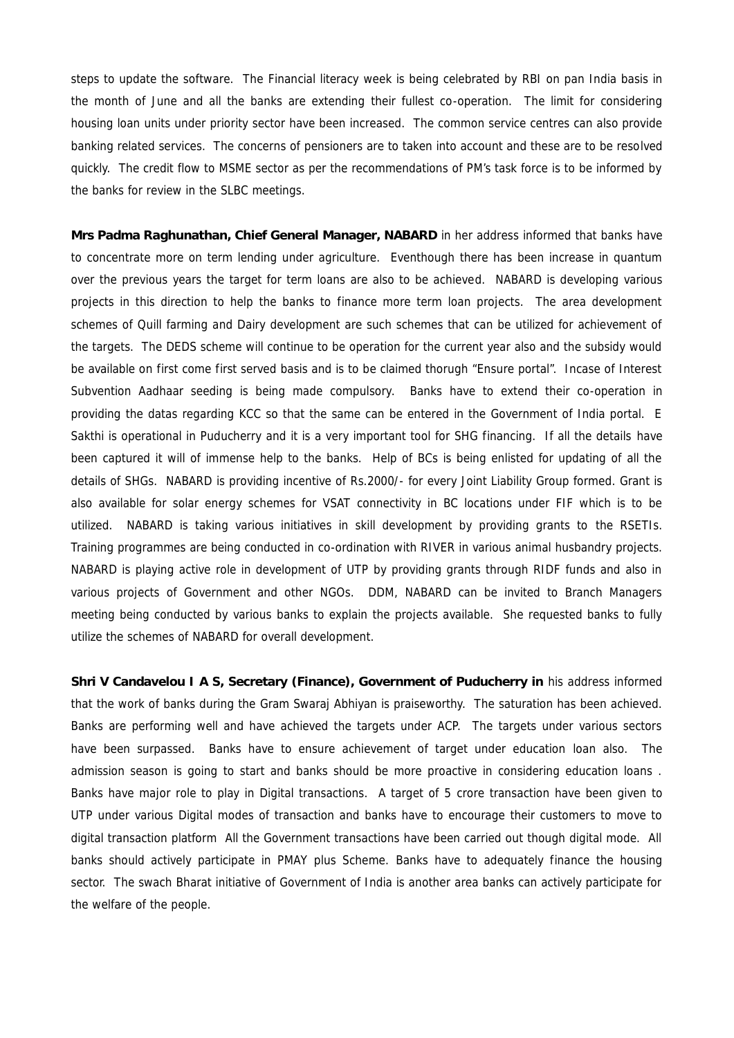steps to update the software. The Financial literacy week is being celebrated by RBI on pan India basis in the month of June and all the banks are extending their fullest co-operation. The limit for considering housing loan units under priority sector have been increased. The common service centres can also provide banking related services. The concerns of pensioners are to taken into account and these are to be resolved quickly. The credit flow to MSME sector as per the recommendations of PM's task force is to be informed by the banks for review in the SLBC meetings.

**Mrs Padma Raghunathan, Chief General Manager, NABARD** in her address informed that banks have to concentrate more on term lending under agriculture. Eventhough there has been increase in quantum over the previous years the target for term loans are also to be achieved. NABARD is developing various projects in this direction to help the banks to finance more term loan projects. The area development schemes of Quill farming and Dairy development are such schemes that can be utilized for achievement of the targets. The DEDS scheme will continue to be operation for the current year also and the subsidy would be available on first come first served basis and is to be claimed thorugh "Ensure portal". Incase of Interest Subvention Aadhaar seeding is being made compulsory. Banks have to extend their co-operation in providing the datas regarding KCC so that the same can be entered in the Government of India portal. E Sakthi is operational in Puducherry and it is a very important tool for SHG financing. If all the details have been captured it will of immense help to the banks. Help of BCs is being enlisted for updating of all the details of SHGs. NABARD is providing incentive of Rs.2000/- for every Joint Liability Group formed. Grant is also available for solar energy schemes for VSAT connectivity in BC locations under FIF which is to be utilized. NABARD is taking various initiatives in skill development by providing grants to the RSETIs. Training programmes are being conducted in co-ordination with RIVER in various animal husbandry projects. NABARD is playing active role in development of UTP by providing grants through RIDF funds and also in various projects of Government and other NGOs. DDM, NABARD can be invited to Branch Managers meeting being conducted by various banks to explain the projects available. She requested banks to fully utilize the schemes of NABARD for overall development.

**Shri V Candavelou I A S, Secretary (Finance), Government of Puducherry in** his address informed that the work of banks during the Gram Swaraj Abhiyan is praiseworthy. The saturation has been achieved. Banks are performing well and have achieved the targets under ACP. The targets under various sectors have been surpassed. Banks have to ensure achievement of target under education loan also. The admission season is going to start and banks should be more proactive in considering education loans . Banks have major role to play in Digital transactions. A target of 5 crore transaction have been given to UTP under various Digital modes of transaction and banks have to encourage their customers to move to digital transaction platform All the Government transactions have been carried out though digital mode. All banks should actively participate in PMAY plus Scheme. Banks have to adequately finance the housing sector. The swach Bharat initiative of Government of India is another area banks can actively participate for the welfare of the people.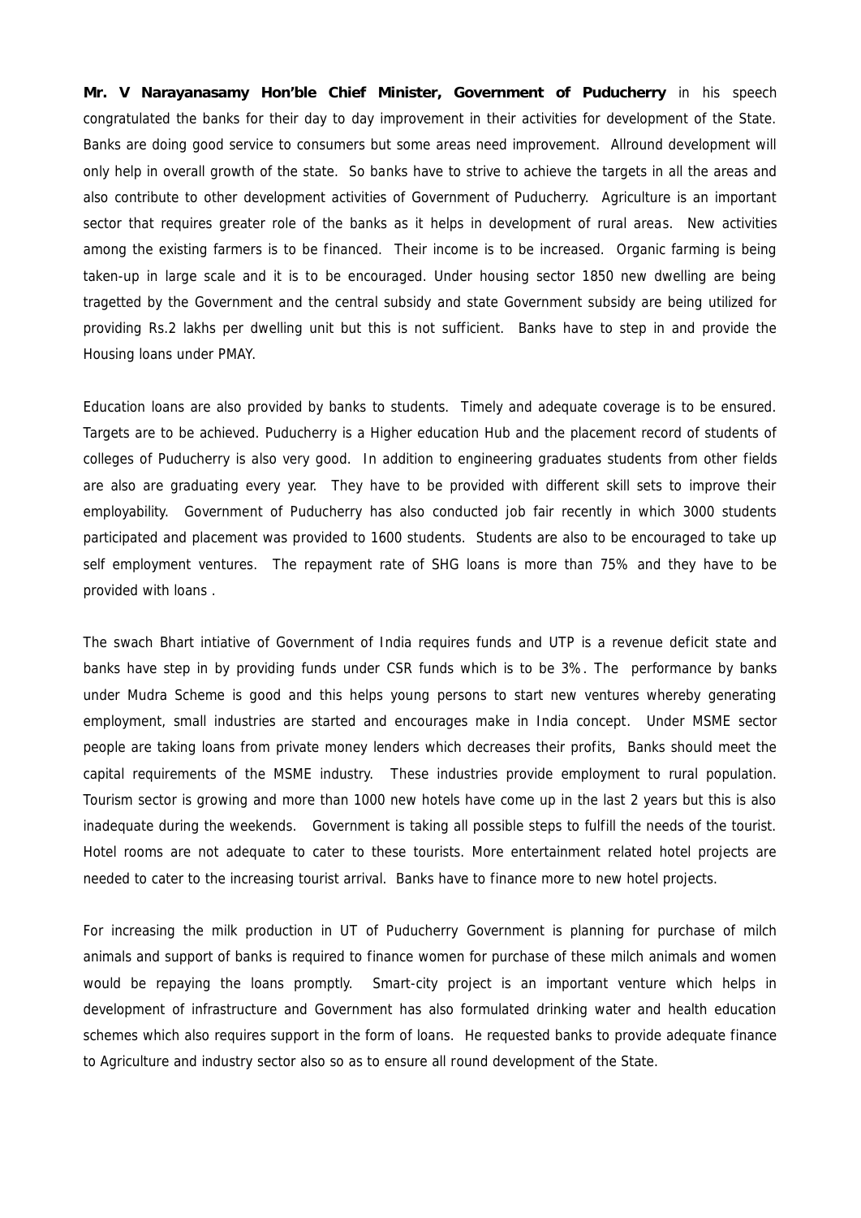**Mr. V Narayanasamy Hon'ble Chief Minister, Government of Puducherry** in his speech congratulated the banks for their day to day improvement in their activities for development of the State. Banks are doing good service to consumers but some areas need improvement. Allround development will only help in overall growth of the state. So banks have to strive to achieve the targets in all the areas and also contribute to other development activities of Government of Puducherry. Agriculture is an important sector that requires greater role of the banks as it helps in development of rural areas. New activities among the existing farmers is to be financed. Their income is to be increased. Organic farming is being taken-up in large scale and it is to be encouraged. Under housing sector 1850 new dwelling are being tragetted by the Government and the central subsidy and state Government subsidy are being utilized for providing Rs.2 lakhs per dwelling unit but this is not sufficient. Banks have to step in and provide the Housing loans under PMAY.

Education loans are also provided by banks to students. Timely and adequate coverage is to be ensured. Targets are to be achieved. Puducherry is a Higher education Hub and the placement record of students of colleges of Puducherry is also very good. In addition to engineering graduates students from other fields are also are graduating every year. They have to be provided with different skill sets to improve their employability. Government of Puducherry has also conducted job fair recently in which 3000 students participated and placement was provided to 1600 students. Students are also to be encouraged to take up self employment ventures. The repayment rate of SHG loans is more than 75% and they have to be provided with loans .

The swach Bhart intiative of Government of India requires funds and UTP is a revenue deficit state and banks have step in by providing funds under CSR funds which is to be 3%. The performance by banks under Mudra Scheme is good and this helps young persons to start new ventures whereby generating employment, small industries are started and encourages make in India concept. Under MSME sector people are taking loans from private money lenders which decreases their profits, Banks should meet the capital requirements of the MSME industry. These industries provide employment to rural population. Tourism sector is growing and more than 1000 new hotels have come up in the last 2 years but this is also inadequate during the weekends. Government is taking all possible steps to fulfill the needs of the tourist. Hotel rooms are not adequate to cater to these tourists. More entertainment related hotel projects are needed to cater to the increasing tourist arrival. Banks have to finance more to new hotel projects.

For increasing the milk production in UT of Puducherry Government is planning for purchase of milch animals and support of banks is required to finance women for purchase of these milch animals and women would be repaying the loans promptly. Smart-city project is an important venture which helps in development of infrastructure and Government has also formulated drinking water and health education schemes which also requires support in the form of loans. He requested banks to provide adequate finance to Agriculture and industry sector also so as to ensure all round development of the State.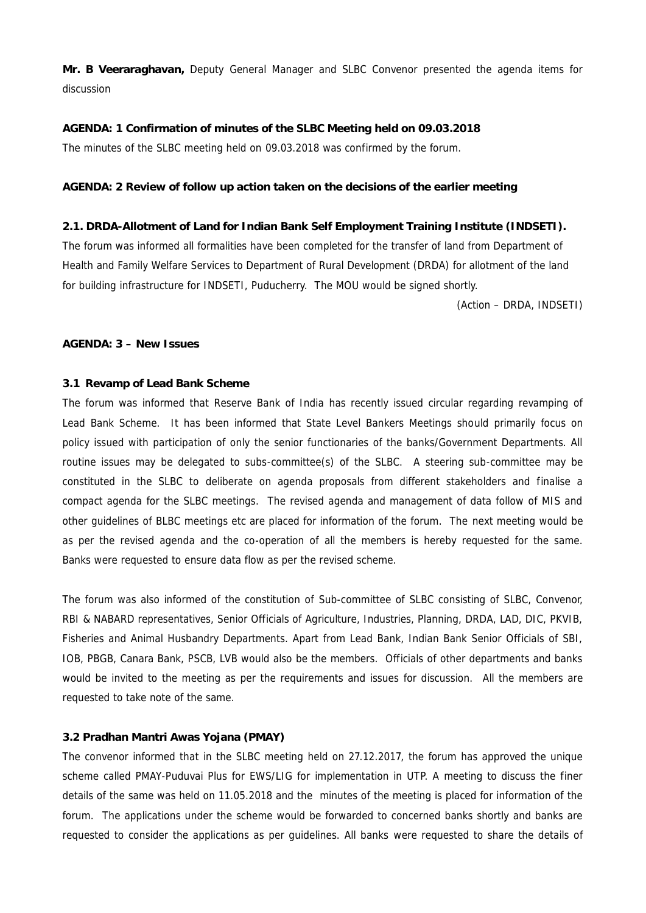**Mr. B Veeraraghavan,** Deputy General Manager and SLBC Convenor presented the agenda items for discussion

**AGENDA: 1 Confirmation of minutes of the SLBC Meeting held on 09.03.2018**

The minutes of the SLBC meeting held on 09.03.2018 was confirmed by the forum.

**AGENDA: 2 Review of follow up action taken on the decisions of the earlier meeting**

**2.1. DRDA-Allotment of Land for Indian Bank Self Employment Training Institute (INDSETI).**

The forum was informed all formalities have been completed for the transfer of land from Department of Health and Family Welfare Services to Department of Rural Development (DRDA) for allotment of the land for building infrastructure for INDSETI, Puducherry. The MOU would be signed shortly.

*(Action – DRDA, INDSETI)*

**AGENDA: 3 – New Issues**

**3.1 Revamp of Lead Bank Scheme**

The forum was informed that Reserve Bank of India has recently issued circular regarding revamping of Lead Bank Scheme. It has been informed that State Level Bankers Meetings should primarily focus on policy issued with participation of only the senior functionaries of the banks/Government Departments. All routine issues may be delegated to subs-committee(s) of the SLBC. A steering sub-committee may be constituted in the SLBC to deliberate on agenda proposals from different stakeholders and finalise a compact agenda for the SLBC meetings. The revised agenda and management of data follow of MIS and other guidelines of BLBC meetings etc are placed for information of the forum. The next meeting would be as per the revised agenda and the co-operation of all the members is hereby requested for the same. Banks were requested to ensure data flow as per the revised scheme.

The forum was also informed of the constitution of Sub-committee of SLBC consisting of SLBC, Convenor, RBI & NABARD representatives, Senior Officials of Agriculture, Industries, Planning, DRDA, LAD, DIC, PKVIB, Fisheries and Animal Husbandry Departments. Apart from Lead Bank, Indian Bank Senior Officials of SBI, IOB, PBGB, Canara Bank, PSCB, LVB would also be the members. Officials of other departments and banks would be invited to the meeting as per the requirements and issues for discussion. All the members are requested to take note of the same.

**3.2 Pradhan Mantri Awas Yojana (PMAY)**

The convenor informed that in the SLBC meeting held on 27.12.2017, the forum has approved the unique scheme called PMAY-Puduvai Plus for EWS/LIG for implementation in UTP. A meeting to discuss the finer details of the same was held on 11.05.2018 and the minutes of the meeting is placed for information of the forum. The applications under the scheme would be forwarded to concerned banks shortly and banks are requested to consider the applications as per guidelines. All banks were requested to share the details of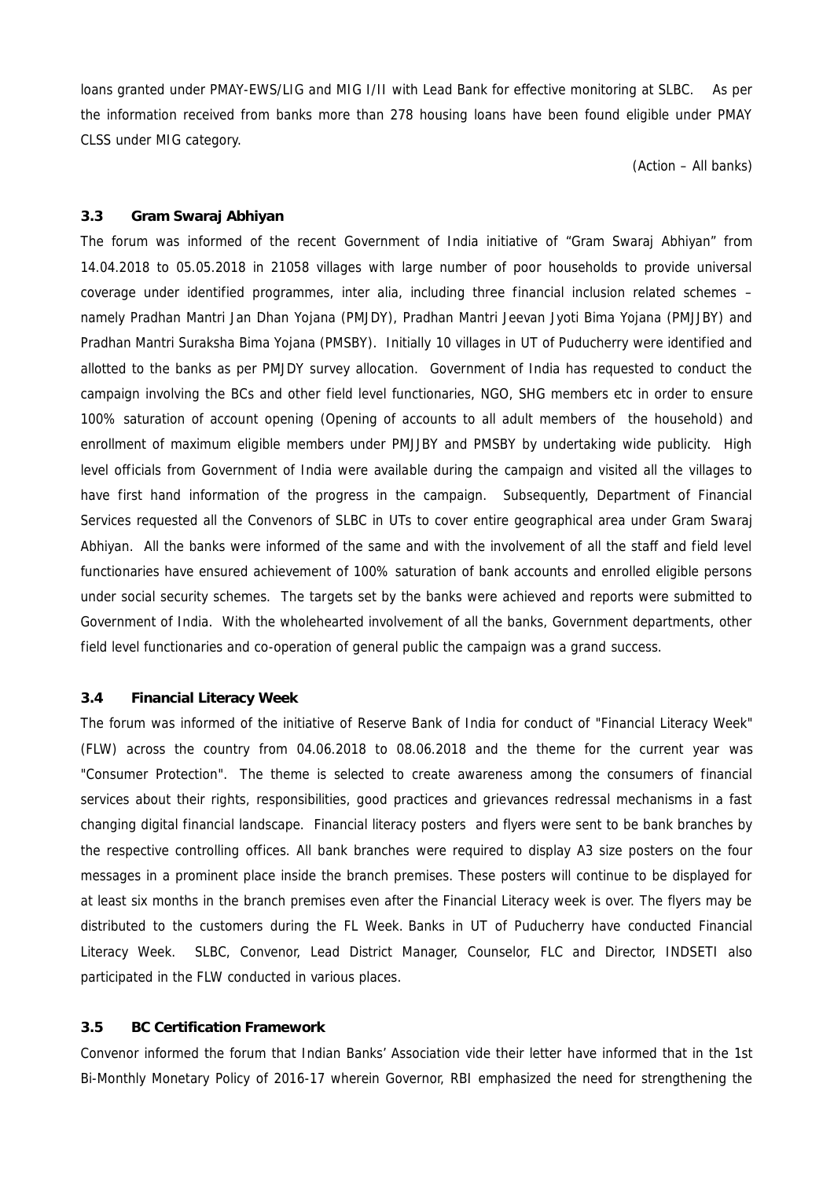loans granted under PMAY-EWS/LIG and MIG I/II with Lead Bank for effective monitoring at SLBC. As per the information received from banks more than 278 housing loans have been found eligible under PMAY CLSS under MIG category.

(Action – All banks)

### 3.3 Gram Swaraj Abhiyan

The forum was informed of the recent Government of India initiative of "Gram Swaraj Abhiyan" from 14.04.2018 to 05.05.2018 in 21058 villages with large number of poor households to provide universal coverage under identified programmes, inter alia, including three financial inclusion related schemes – namely Pradhan Mantri Jan Dhan Yojana (PMJDY), Pradhan Mantri Jeevan Jyoti Bima Yojana (PMJJBY) and Pradhan Mantri Suraksha Bima Yojana (PMSBY). Initially 10 villages in UT of Puducherry were identified and allotted to the banks as per PMJDY survey allocation. Government of India has requested to conduct the campaign involving the BCs and other field level functionaries, NGO, SHG members etc in order to ensure 100% saturation of account opening (Opening of accounts to all adult members of the household) and enrollment of maximum eligible members under PMJJBY and PMSBY by undertaking wide publicity. High level officials from Government of India were available during the campaign and visited all the villages to have first hand information of the progress in the campaign. Subsequently, Department of Financial Services requested all the Convenors of SLBC in UTs to cover entire geographical area under Gram Swaraj Abhiyan. All the banks were informed of the same and with the involvement of all the staff and field level functionaries have ensured achievement of 100% saturation of bank accounts and enrolled eligible persons under social security schemes. The targets set by the banks were achieved and reports were submitted to Government of India. With the wholehearted involvement of all the banks, Government departments, other field level functionaries and co-operation of general public the campaign was a grand success.

### 3.4 Financial Literacy Week

The forum was informed of the initiative of Reserve Bank of India for conduct of "Financial Literacy Week" (FLW) across the country from 04.06.2018 to 08.06.2018 and the theme for the current year was "Consumer Protection". The theme is selected to create awareness among the consumers of financial services about their rights, responsibilities, good practices and grievances redressal mechanisms in a fast changing digital financial landscape. Financial literacy posters and flyers were sent to be bank branches by the respective controlling offices. All bank branches were required to display A3 size posters on the four messages in a prominent place inside the branch premises. These posters will continue to be displayed for at least six months in the branch premises even after the Financial Literacy week is over. The flyers may be distributed to the customers during the FL Week. Banks in UT of Puducherry have conducted Financial Literacy Week. SLBC, Convenor, Lead District Manager, Counselor, FLC and Director, INDSETI also participated in the FLW conducted in various places.

### 3.5 BC Certification Framework

Convenor informed the forum that Indian Banks' Association vide their letter have informed that in the 1st Bi-Monthly Monetary Policy of 2016-17 wherein Governor, RBI emphasized the need for strengthening the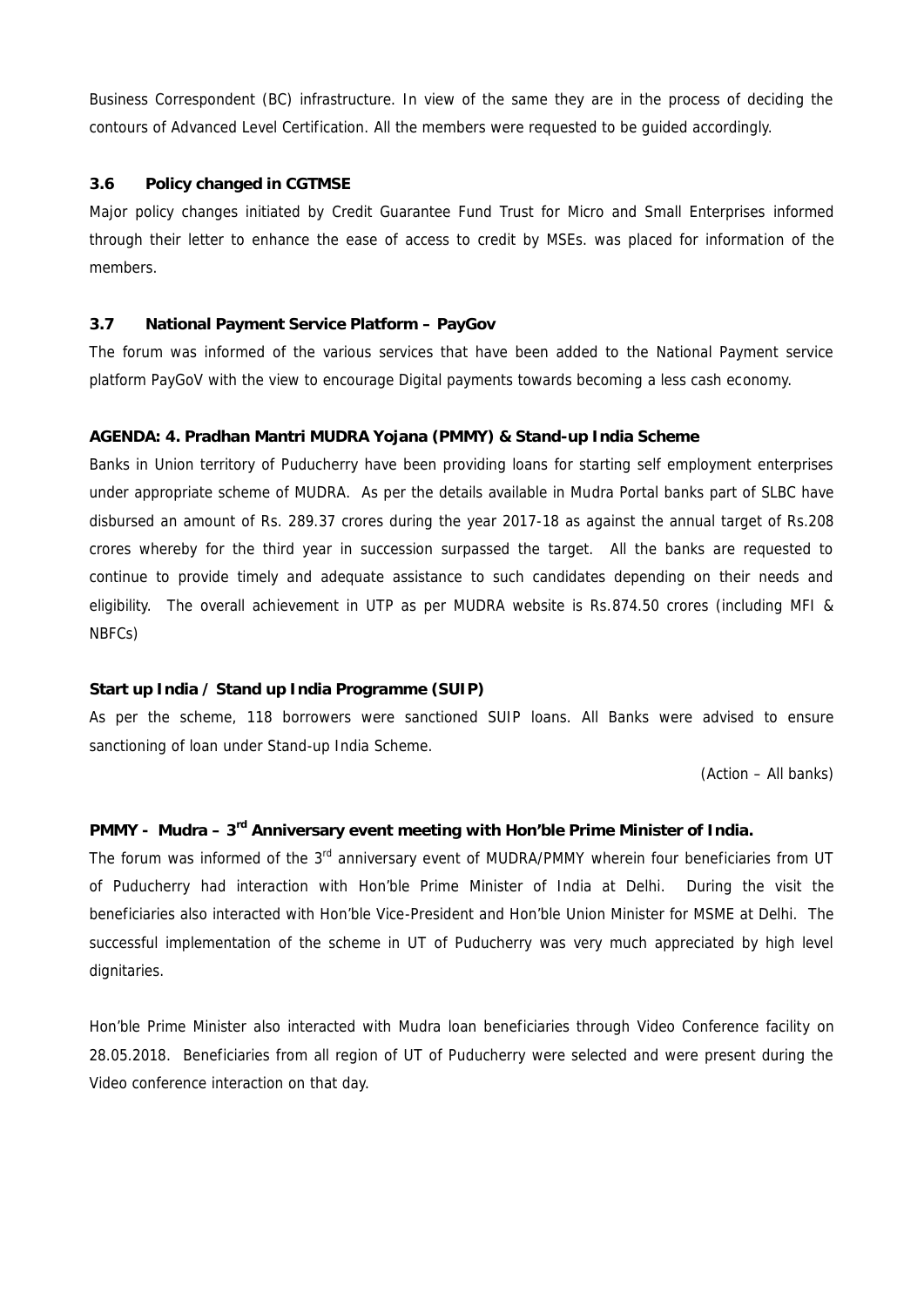Business Correspondent (BC) infrastructure. In view of the same they are in the process of deciding the contours of Advanced Level Certification. All the members were requested to be guided accordingly.

### 3.6 Policy changed in CGTMSE

Major policy changes initiated by Credit Guarantee Fund Trust for Micro and Small Enterprises informed through their letter to enhance the ease of access to credit by MSEs. was placed for information of the members.

### 3.7 National Payment Service Platform – PayGov

The forum was informed of the various services that have been added to the National Payment service platform PayGoV with the view to encourage Digital payments towards becoming a less cash economy.

### AGENDA: 4. Pradhan Mantri MUDRA Yojana (PMMY) & Stand-up India Scheme

Banks in Union territory of Puducherry have been providing loans for starting self employment enterprises under appropriate scheme of MUDRA. As per the details available in Mudra Portal banks part of SLBC have disbursed an amount of Rs. 289.37 crores during the year 2017-18 as against the annual target of Rs.208 crores whereby for the third year in succession surpassed the target. All the banks are requested to continue to provide timely and adequate assistance to such candidates depending on their needs and eligibility. The overall achievement in UTP as per MUDRA website is Rs.874.50 crores (including MFI & NBFCs)

### Start up India / Stand up India Programme (SUIP)

As per the scheme, 118 borrowers were sanctioned SUIP loans. All Banks were advised to ensure sanctioning of loan under Stand-up India Scheme.

(Action – All banks)

### PMMY - Mudra – 3rd Anniversary event meeting with Hon'ble Prime Minister of India.

The forum was informed of the 3rd anniversary event of MUDRA/PMMY wherein four beneficiaries from UT of Puducherry had interaction with Hon'ble Prime Minister of India at Delhi. During the visit the beneficiaries also interacted with Hon'ble Vice-President and Hon'ble Union Minister for MSME at Delhi. The successful implementation of the scheme in UT of Puducherry was very much appreciated by high level dignitaries.

Hon'ble Prime Minister also interacted with Mudra loan beneficiaries through Video Conference facility on 28.05.2018. Beneficiaries from all region of UT of Puducherry were selected and were present during the Video conference interaction on that day.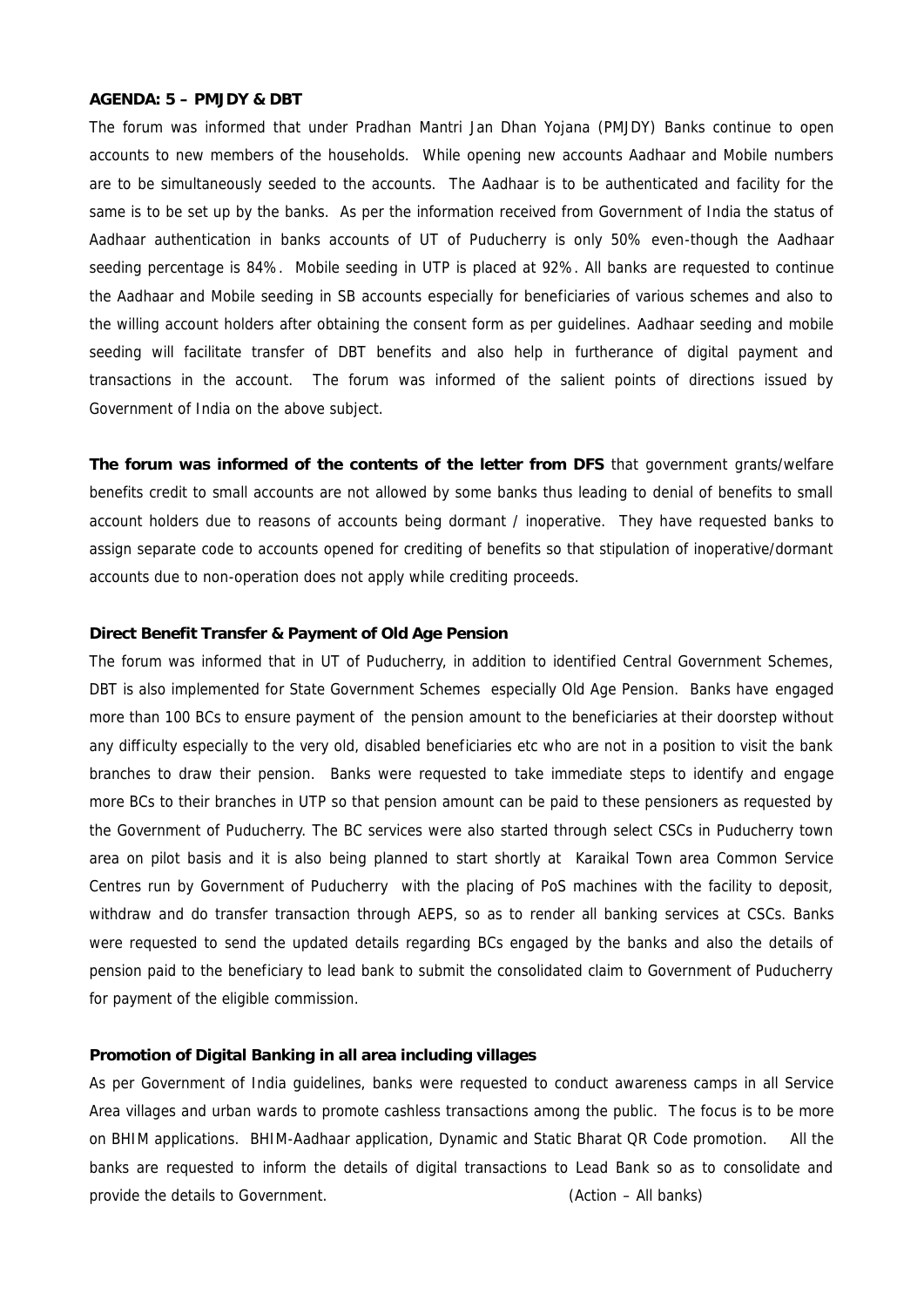**AGENDA: 5 – PMJDY & DBT**

The forum was informed that under Pradhan Mantri Jan Dhan Yojana (PMJDY) Banks continue to open accounts to new members of the households. While opening new accounts Aadhaar and Mobile numbers are to be simultaneously seeded to the accounts. The Aadhaar is to be authenticated and facility for the same is to be set up by the banks. As per the information received from Government of India the status of Aadhaar authentication in banks accounts of UT of Puducherry is only 50% even-though the Aadhaar seeding percentage is 84%. Mobile seeding in UTP is placed at 92%. All banks are requested to continue the Aadhaar and Mobile seeding in SB accounts especially for beneficiaries of various schemes and also to the willing account holders after obtaining the consent form as per guidelines. Aadhaar seeding and mobile seeding will facilitate transfer of DBT benefits and also help in furtherance of digital payment and transactions in the account. The forum was informed of the salient points of directions issued by Government of India on the above subject.

**The forum was informed of the contents of the letter from DFS** that government grants/welfare benefits credit to small accounts are not allowed by some banks thus leading to denial of benefits to small account holders due to reasons of accounts being dormant / inoperative. They have requested banks to assign separate code to accounts opened for crediting of benefits so that stipulation of inoperative/dormant accounts due to non-operation does not apply while crediting proceeds.

**Direct Benefit Transfer & Payment of Old Age Pension**

The forum was informed that in UT of Puducherry, in addition to identified Central Government Schemes, DBT is also implemented for State Government Schemes especially Old Age Pension. Banks have engaged more than 100 BCs to ensure payment of the pension amount to the beneficiaries at their doorstep without any difficulty especially to the very old, disabled beneficiaries etc who are not in a position to visit the bank branches to draw their pension. Banks were requested to take immediate steps to identify and engage more BCs to their branches in UTP so that pension amount can be paid to these pensioners as requested by the Government of Puducherry. The BC services were also started through select CSCs in Puducherry town area on pilot basis and it is also being planned to start shortly at Karaikal Town area Common Service Centres run by Government of Puducherry with the placing of PoS machines with the facility to deposit, withdraw and do transfer transaction through AEPS, so as to render all banking services at CSCs. Banks were requested to send the updated details regarding BCs engaged by the banks and also the details of pension paid to the beneficiary to lead bank to submit the consolidated claim to Government of Puducherry for payment of the eligible commission.

**Promotion of Digital Banking in all area including villages**

As per Government of India guidelines, banks were requested to conduct awareness camps in all Service Area villages and urban wards to promote cashless transactions among the public. The focus is to be more on BHIM applications. BHIM-Aadhaar application, Dynamic and Static Bharat QR Code promotion. All the banks are requested to inform the details of digital transactions to Lead Bank so as to consolidate and provide the details to Government. (Action – All banks)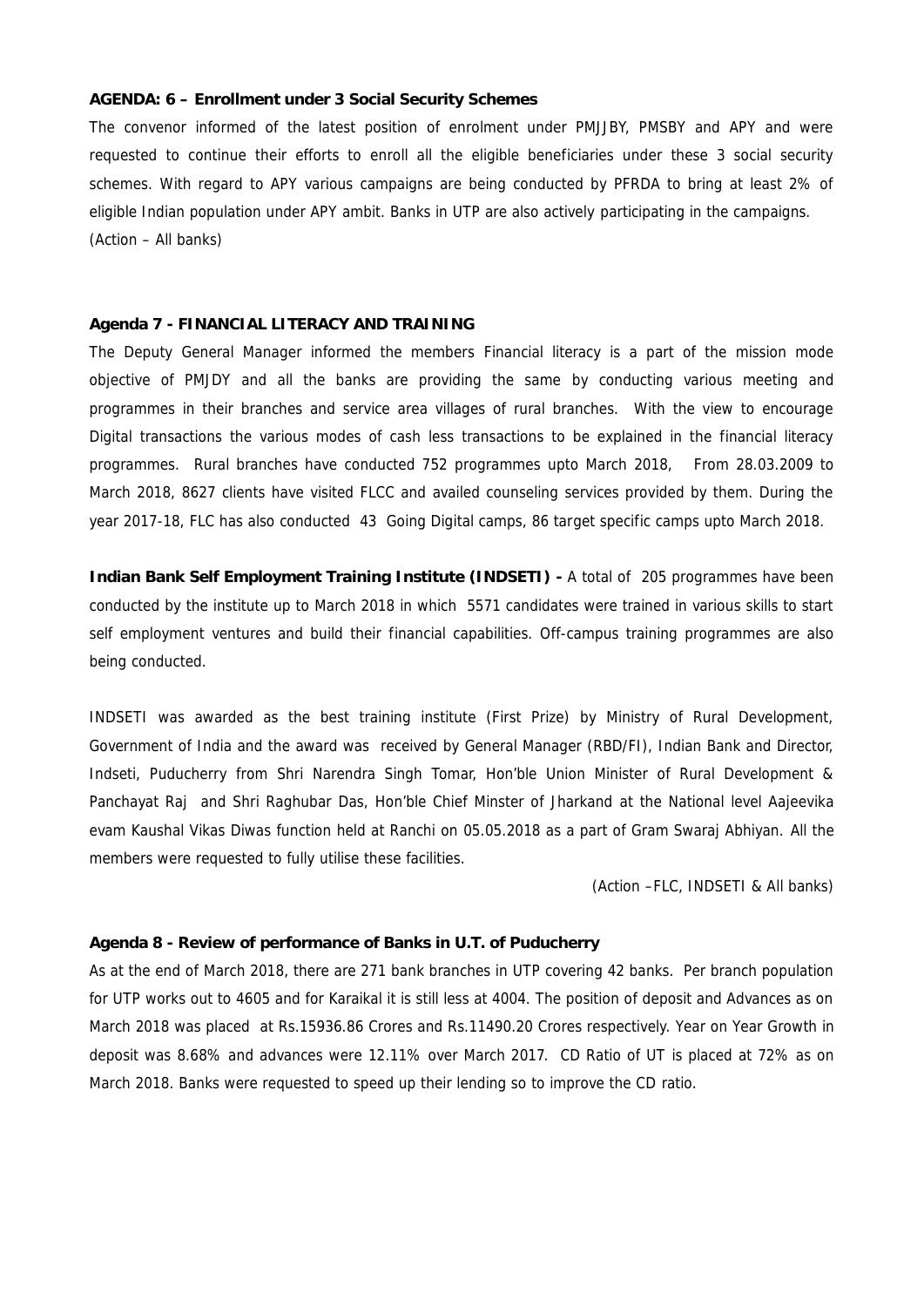**AGENDA: 6 – Enrollment under 3 Social Security Schemes**

The convenor informed of the latest position of enrolment under PMJJBY, PMSBY and APY and were requested to continue their efforts to enroll all the eligible beneficiaries under these 3 social security schemes. With regard to APY various campaigns are being conducted by PFRDA to bring at least 2% of eligible Indian population under APY ambit. Banks in UTP are also actively participating in the campaigns.

(Action – All banks)

**Agenda 7 - FINANCIAL LITERACY AND TRAINING**

The Deputy General Manager informed the members Financial literacy is a part of the mission mode objective of PMJDY and all the banks are providing the same by conducting various meeting and programmes in their branches and service area villages of rural branches. With the view to encourage Digital transactions the various modes of cash less transactions to be explained in the financial literacy programmes. Rural branches have conducted 752 programmes upto March 2018, From 28.03.2009 to March 2018, 8627 clients have visited FLCC and availed counseling services provided by them. During the year 2017-18, FLC has also conducted 43 Going Digital camps, 86 target specific camps upto March 2018.

**Indian Bank Self Employment Training Institute (INDSETI) -** A total of 205 programmes have been conducted by the institute up to March 2018 in which 5571 candidates were trained in various skills to start self employment ventures and build their financial capabilities. Off-campus training programmes are also being conducted.

INDSETI was awarded as the best training institute (First Prize) by Ministry of Rural Development, Government of India and the award was received by General Manager (RBD/FI), Indian Bank and Director, Indseti, Puducherry from Shri Narendra Singh Tomar, Hon'ble Union Minister of Rural Development & Panchayat Raj and Shri Raghubar Das, Hon'ble Chief Minster of Jharkand at the National level Aajeevika evam Kaushal Vikas Diwas function held at Ranchi on 05.05.2018 as a part of Gram Swaraj Abhiyan. All the members were requested to fully utilise these facilities.

(Action –FLC, INDSETI & All banks)

**Agenda 8 - Review of performance of Banks in U.T. of Puducherry**

As at the end of March 2018, there are 271 bank branches in UTP covering 42 banks. Per branch population for UTP works out to 4605 and for Karaikal it is still less at 4004. The position of deposit and Advances as on March 2018 was placed at Rs.15936.86 Crores and Rs.11490.20 Crores respectively. Year on Year Growth in deposit was 8.68% and advances were 12.11% over March 2017. CD Ratio of UT is placed at 72% as on March 2018. Banks were requested to speed up their lending so to improve the CD ratio.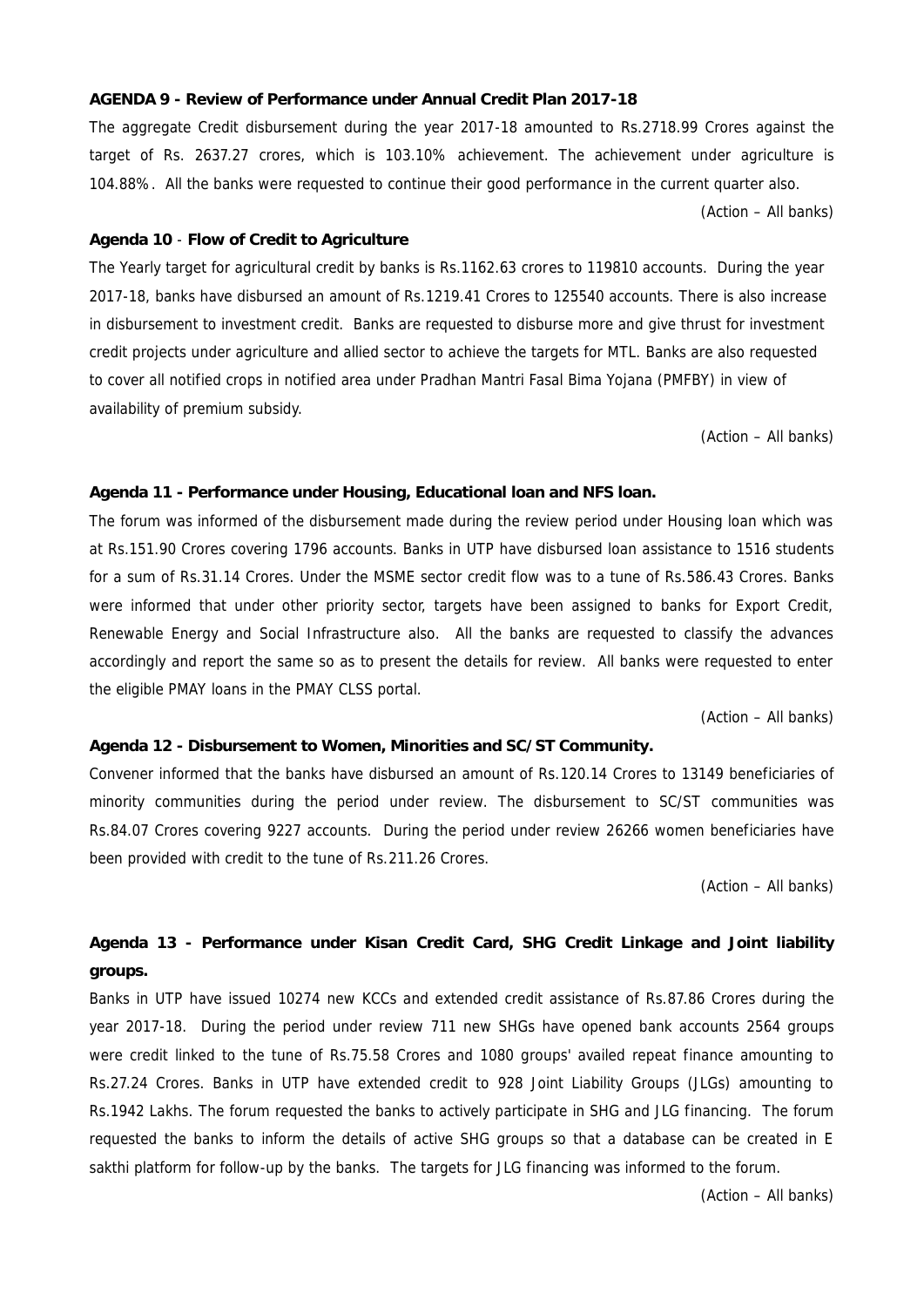**AGENDA 9 - Review of Performance under Annual Credit Plan 2017-18**

The aggregate Credit disbursement during the year 2017-18 amounted to Rs.2718.99 Crores against the target of Rs. 2637.27 crores, which is 103.10% achievement. The achievement under agriculture is 104.88%. All the banks were requested to continue their good performance in the current quarter also.

(Action – All banks)

**Agenda 10 - Flow of Credit to Agriculture**

The Yearly target for agricultural credit by banks is Rs.1162.63 crores to 119810 accounts. During the year 2017-18, banks have disbursed an amount of Rs.1219.41 Crores to 125540 accounts. There is also increase in disbursement to investment credit. Banks are requested to disburse more and give thrust for investment credit projects under agriculture and allied sector to achieve the targets for MTL. Banks are also requested to cover all notified crops in notified area under Pradhan Mantri Fasal Bima Yojana (PMFBY) in view of availability of premium subsidy.

(Action – All banks)

**Agenda 11 - Performance under Housing, Educational loan and NFS loan.**

The forum was informed of the disbursement made during the review period under Housing loan which was at Rs.151.90 Crores covering 1796 accounts. Banks in UTP have disbursed loan assistance to 1516 students for a sum of Rs.31.14 Crores. Under the MSME sector credit flow was to a tune of Rs.586.43 Crores. Banks were informed that under other priority sector, targets have been assigned to banks for Export Credit, Renewable Energy and Social Infrastructure also. All the banks are requested to classify the advances accordingly and report the same so as to present the details for review. All banks were requested to enter the eligible PMAY loans in the PMAY CLSS portal.

(Action – All banks)

**Agenda 12 - Disbursement to Women, Minorities and SC/ST Community.**

Convener informed that the banks have disbursed an amount of Rs.120.14 Crores to 13149 beneficiaries of minority communities during the period under review. The disbursement to SC/ST communities was Rs.84.07 Crores covering 9227 accounts. During the period under review 26266 women beneficiaries have been provided with credit to the tune of Rs.211.26 Crores.

(Action – All banks)

**Agenda 13 - Performance under Kisan Credit Card, SHG Credit Linkage and Joint liability groups.**

Banks in UTP have issued 10274 new KCCs and extended credit assistance of Rs.87.86 Crores during the year 2017-18. During the period under review 711 new SHGs have opened bank accounts 2564 groups were credit linked to the tune of Rs.75.58 Crores and 1080 groups' availed repeat finance amounting to Rs.27.24 Crores. Banks in UTP have extended credit to 928 Joint Liability Groups (JLGs) amounting to Rs.1942 Lakhs. The forum requested the banks to actively participate in SHG and JLG financing. The forum requested the banks to inform the details of active SHG groups so that a database can be created in E sakthi platform for follow-up by the banks. The targets for JLG financing was informed to the forum.

(Action – All banks)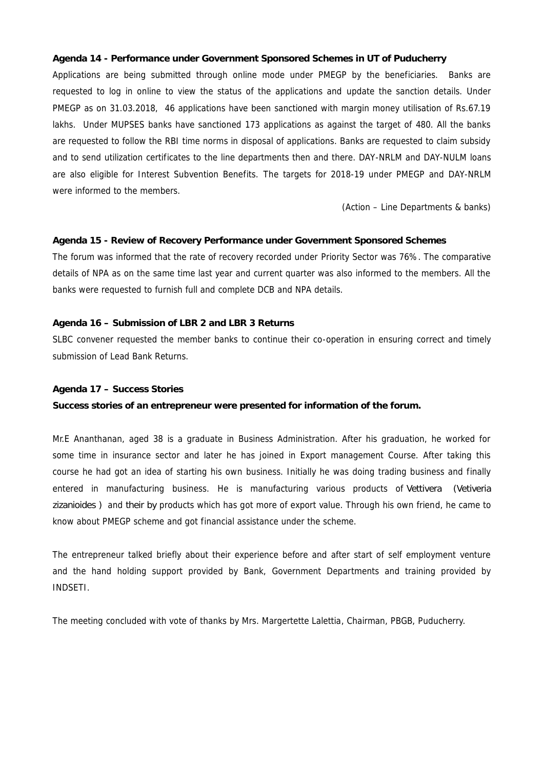**Agenda 14 - Performance under Government Sponsored Schemes in UT of Puducherry**

Applications are being submitted through online mode under PMEGP by the beneficiaries. Banks are requested to log in online to view the status of the applications and update the sanction details. Under PMEGP as on 31.03.2018, 46 applications have been sanctioned with margin money utilisation of Rs.67.19 lakhs. Under MUPSES banks have sanctioned 173 applications as against the target of 480. All the banks are requested to follow the RBI time norms in disposal of applications. Banks are requested to claim subsidy and to send utilization certificates to the line departments then and there. DAY-NRLM and DAY-NULM loans are also eligible for Interest Subvention Benefits. The targets for 2018-19 under PMEGP and DAY-NRLM were informed to the members.

(Action – Line Departments & banks)

**Agenda 15 - Review of Recovery Performance under Government Sponsored Schemes**

The forum was informed that the rate of recovery recorded under Priority Sector was 76%. The comparative details of NPA as on the same time last year and current quarter was also informed to the members. All the banks were requested to furnish full and complete DCB and NPA details.

**Agenda 16 – Submission of LBR 2 and LBR 3 Returns**

SLBC convener requested the member banks to continue their co-operation in ensuring correct and timely submission of Lead Bank Returns.

**Agenda 17 – Success Stories**

**Success stories of an entrepreneur were presented for information of the forum.**

Mr.E Ananthanan, aged 38 is a graduate in Business Administration. After his graduation, he worked for some time in insurance sector and later he has joined in Export management Course. After taking this course he had got an idea of starting his own business. Initially he was doing trading business and finally entered in manufacturing business. He is manufacturing various products of Vettivera (Vetiveria zizanioides ) and their by products which has got more of export value. Through his own friend, he came to know about PMEGP scheme and got financial assistance under the scheme.

The entrepreneur talked briefly about their experience before and after start of self employment venture and the hand holding support provided by Bank, Government Departments and training provided by INDSETI.

The meeting concluded with vote of thanks by Mrs. Margertette Lalettia, Chairman, PBGB, Puducherry.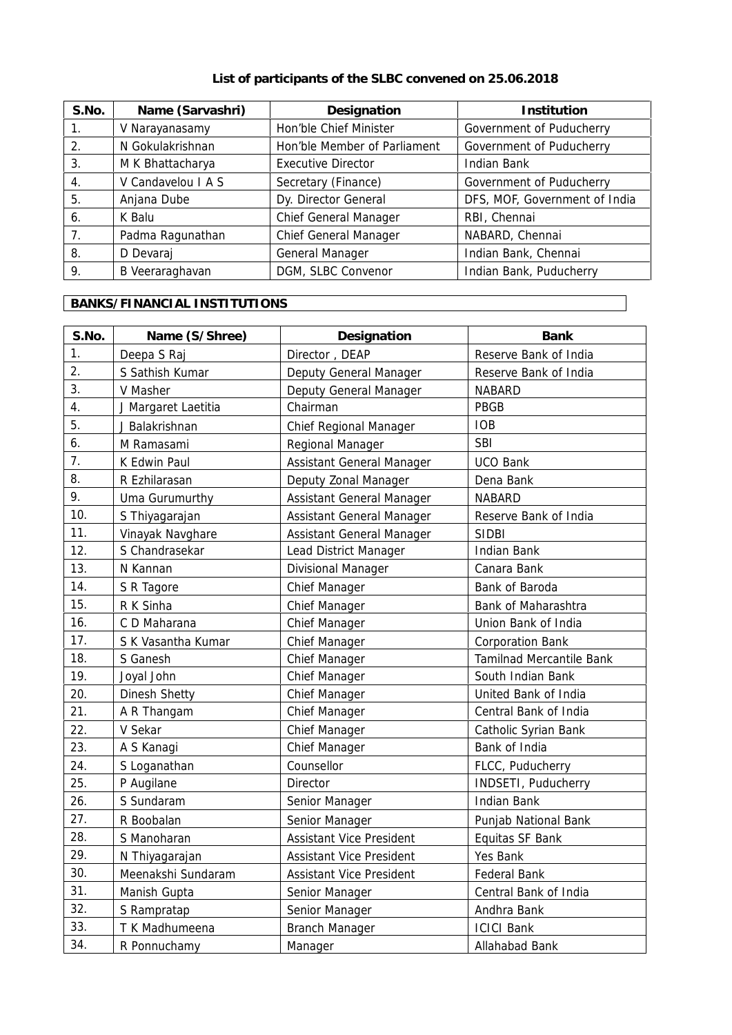## List of participants of the SLBC convened on 25.06.2018

| S.No. | Name (Sarvashri) | Designation | Institution |
|---|---|---|---|
| 1. | V Narayanasamy | Hon'ble Chief Minister | Government of Puducherry |
| 2. | N Gokulakrishnan | Hon'ble Member of Parliament | Government of Puducherry |
| 3. | M K Bhattacharya | Executive Director | Indian Bank |
| 4. | V Candavelou I A S | Secretary (Finance) | Government of Puducherry |
| 5. | Anjana Dube | Dy. Director General | DFS, MOF, Government of India |
| 6. | K Balu | Chief General Manager | RBI, Chennai |
| 7. | Padma Ragunathan | Chief General Manager | NABARD, Chennai |
| 8. | D Devaraj | General Manager | Indian Bank, Chennai |
| 9. | B Veeraraghavan | DGM, SLBC Convenor | Indian Bank, Puducherry |

**BANKS/FINANCIAL INSTITUTIONS**

| S.No. | Name (S/Shree) | Designation | Bank |
|---|---|---|---|
| 1. | Deepa S Raj | Director , DEAP | Reserve Bank of India |
| 2. | S Sathish Kumar | Deputy General Manager | Reserve Bank of India |
| 3. | V Masher | Deputy General Manager | NABARD |
| 4. | J Margaret Laetitia | Chairman | PBGB |
| 5. | J Balakrishnan | Chief Regional Manager | IOB |
| 6. | M Ramasami | Regional Manager | SBI |
| 7. | K Edwin Paul | Assistant General Manager | UCO Bank |
| 8. | R Ezhilarasan | Deputy Zonal Manager | Dena Bank |
| 9. | Uma Gurumurthy | Assistant General Manager | NABARD |
| 10. | S Thiyagarajan | Assistant General Manager | Reserve Bank of India |
| 11. | Vinayak Navghare | Assistant General Manager | SIDBI |
| 12. | S Chandrasekar | Lead District Manager | Indian Bank |
| 13. | N Kannan | Divisional Manager | Canara Bank |
| 14. | S R Tagore | Chief Manager | Bank of Baroda |
| 15. | R K Sinha | Chief Manager | Bank of Maharashtra |
| 16. | C D Maharana | Chief Manager | Union Bank of India |
| 17. | S K Vasantha Kumar | Chief Manager | Corporation Bank |
| 18. | S Ganesh | Chief Manager | Tamilnad Mercantile Bank |
| 19. | Joyal John | Chief Manager | South Indian Bank |
| 20. | Dinesh Shetty | Chief Manager | United Bank of India |
| 21. | A R Thangam | Chief Manager | Central Bank of India |
| 22. | V Sekar | Chief Manager | Catholic Syrian Bank |
| 23. | A S Kanagi | Chief Manager | Bank of India |
| 24. | S Loganathan | Counsellor | FLCC, Puducherry |
| 25. | P Augilane | Director | INDSETI, Puducherry |
| 26. | S Sundaram | Senior Manager | Indian Bank |
| 27. | R Boobalan | Senior Manager | Punjab National Bank |
| 28. | S Manoharan | Assistant Vice President | Equitas SF Bank |
| 29. | N Thiyagarajan | Assistant Vice President | Yes Bank |
| 30. | Meenakshi Sundaram | Assistant Vice President | Federal Bank |
| 31. | Manish Gupta | Senior Manager | Central Bank of India |
| 32. | S Rampratap | Senior Manager | Andhra Bank |
| 33. | T K Madhumeena | Branch Manager | ICICI Bank |
| 34. | R Ponnuchamy | Manager | Allahabad Bank |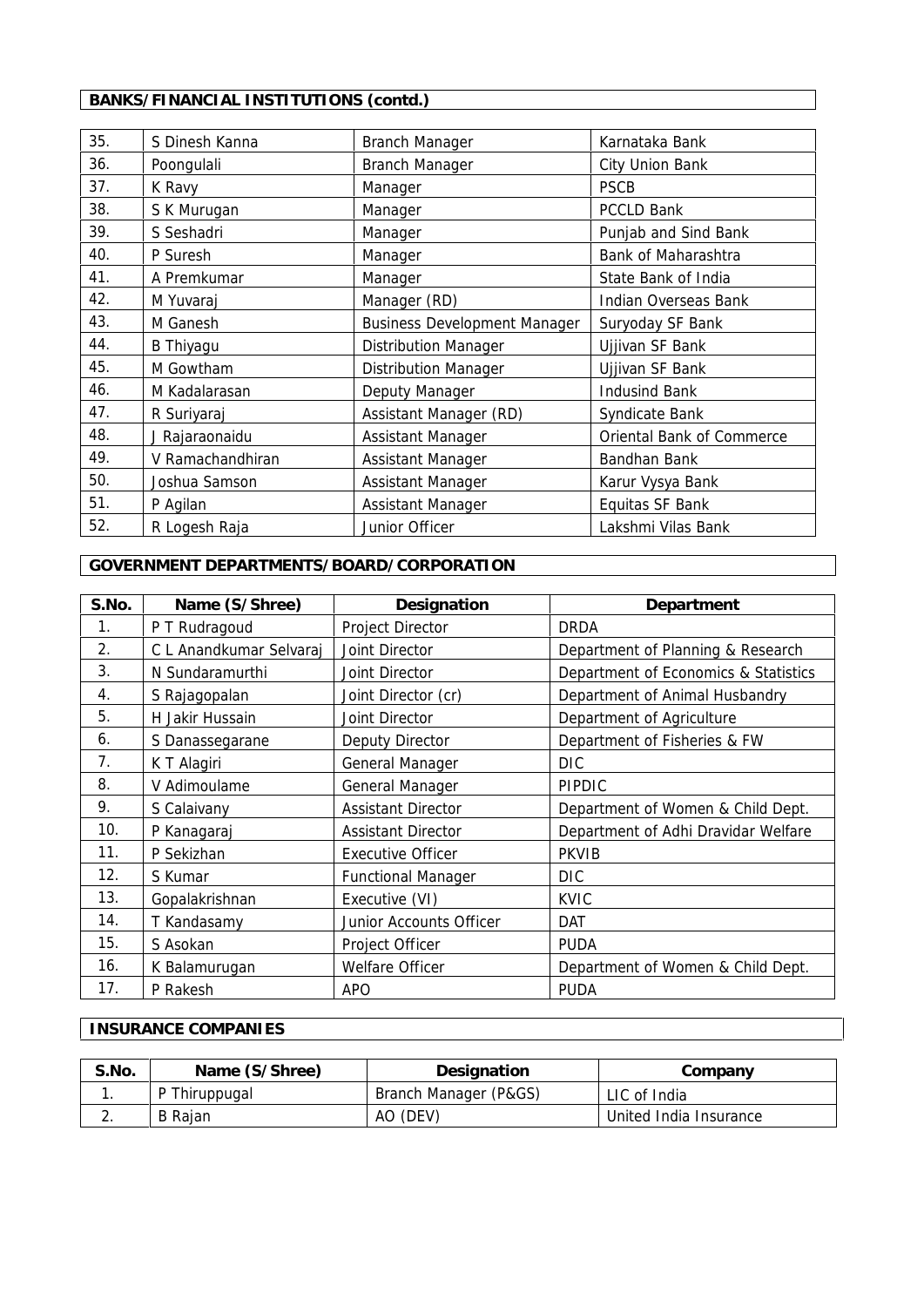**BANKS/FINANCIAL INSTITUTIONS (contd.)**

| | | | |
|---|---|---|---|
| 35. | S Dinesh Kanna | Branch Manager | Karnataka Bank |
| 36. | Poongulali | Branch Manager | City Union Bank |
| 37. | K Ravy | Manager | PSCB |
| 38. | S K Murugan | Manager | PCCLD Bank |
| 39. | S Seshadri | Manager | Punjab and Sind Bank |
| 40. | P Suresh | Manager | Bank of Maharashtra |
| 41. | A Premkumar | Manager | State Bank of India |
| 42. | M Yuvaraj | Manager (RD) | Indian Overseas Bank |
| 43. | M Ganesh | Business Development Manager | Suryoday SF Bank |
| 44. | B Thiyagu | Distribution Manager | Ujjivan SF Bank |
| 45. | M Gowtham | Distribution Manager | Ujjivan SF Bank |
| 46. | M Kadalarasan | Deputy Manager | Indusind Bank |
| 47. | R Suriyaraj | Assistant Manager (RD) | Syndicate Bank |
| 48. | J Rajaraonaidu | Assistant Manager | Oriental Bank of Commerce |
| 49. | V Ramachandhiran | Assistant Manager | Bandhan Bank |
| 50. | Joshua Samson | Assistant Manager | Karur Vysya Bank |
| 51. | P Agilan | Assistant Manager | Equitas SF Bank |
| 52. | R Logesh Raja | Junior Officer | Lakshmi Vilas Bank |

**GOVERNMENT DEPARTMENTS/BOARD/CORPORATION**

| S.No. | Name (S/Shree) | Designation | Department |
|---|---|---|---|
| 1. | P T Rudragoud | Project Director | DRDA |
| 2. | C L Anandkumar Selvaraj | Joint Director | Department of Planning & Research |
| 3. | N Sundaramurthi | Joint Director | Department of Economics & Statistics |
| 4. | S Rajagopalan | Joint Director (cr) | Department of Animal Husbandry |
| 5. | H Jakir Hussain | Joint Director | Department of Agriculture |
| 6. | S Danassegarane | Deputy Director | Department of Fisheries & FW |
| 7. | K T Alagiri | General Manager | DIC |
| 8. | V Adimoulame | General Manager | PIPDIC |
| 9. | S Calaivany | Assistant Director | Department of Women & Child Dept. |
| 10. | P Kanagaraj | Assistant Director | Department of Adhi Dravidar Welfare |
| 11. | P Sekizhan | Executive Officer | PKVIB |
| 12. | S Kumar | Functional Manager | DIC |
| 13. | Gopalakrishnan | Executive (VI) | KVIC |
| 14. | T Kandasamy | Junior Accounts Officer | DAT |
| 15. | S Asokan | Project Officer | PUDA |
| 16. | K Balamurugan | Welfare Officer | Department of Women & Child Dept. |
| 17. | P Rakesh | APO | PUDA |

**INSURANCE COMPANIES**

| S.No. | Name (S/Shree) | Designation | Company |
|---|---|---|---|
| 1. | P Thiruppugal | Branch Manager (P&GS) | LIC of India |
| 2. | B Rajan | AO (DEV) | United India Insurance |